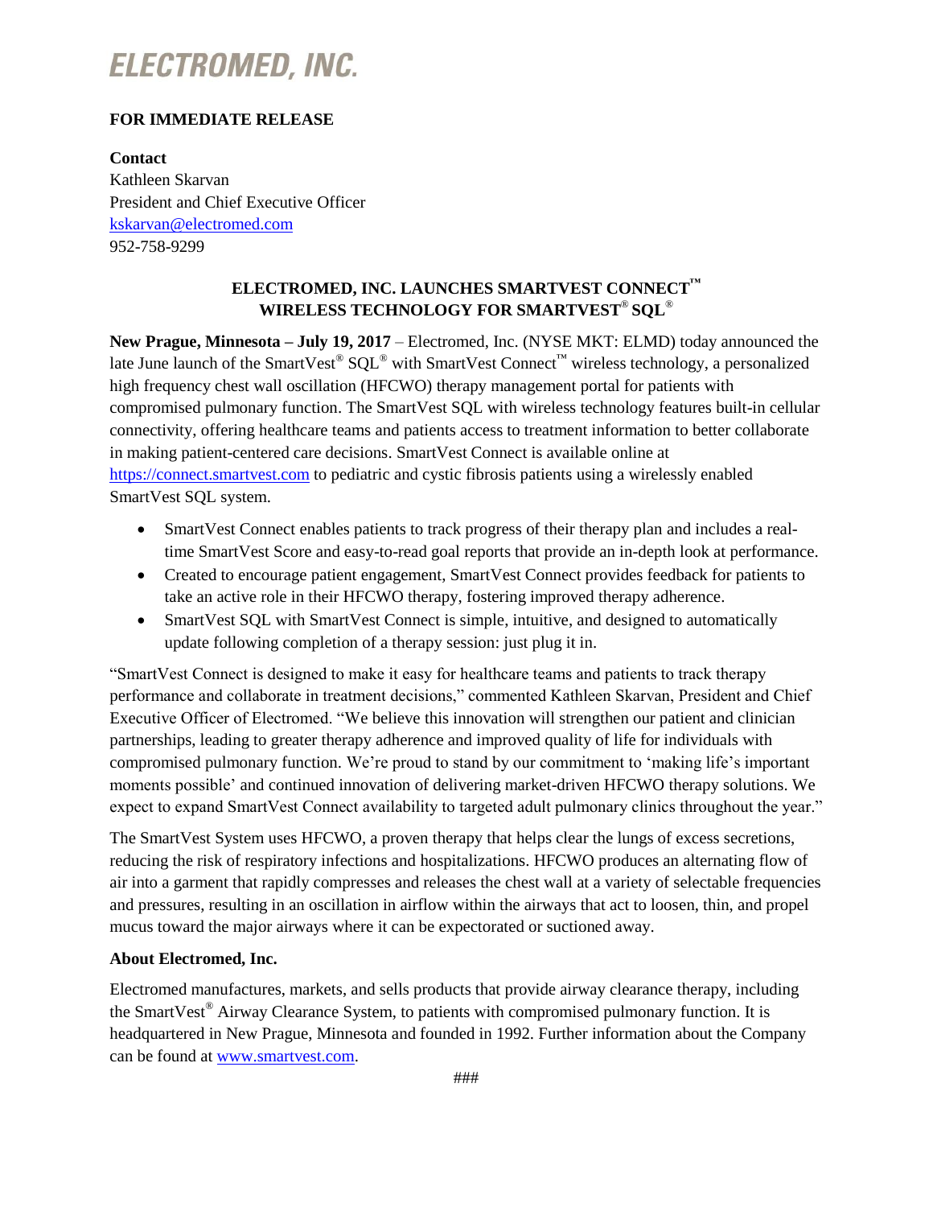# ELECTROMED, INC.

**FOR IMMEDIATE RELEASE**

**Contact**
Kathleen Skarvan
President and Chief Executive Officer
kskarvan@electromed.com
952-758-9299

## ELECTROMED, INC. LAUNCHES SMARTVEST CONNECT™ WIRELESS TECHNOLOGY FOR SMARTVEST® SQL®

**New Prague, Minnesota – July 19, 2017** – Electromed, Inc. (NYSE MKT: ELMD) today announced the late June launch of the SmartVest® SQL® with SmartVest Connect™ wireless technology, a personalized high frequency chest wall oscillation (HFCWO) therapy management portal for patients with compromised pulmonary function. The SmartVest SQL with wireless technology features built-in cellular connectivity, offering healthcare teams and patients access to treatment information to better collaborate in making patient-centered care decisions. SmartVest Connect is available online at https://connect.smartvest.com to pediatric and cystic fibrosis patients using a wirelessly enabled SmartVest SQL system.

- SmartVest Connect enables patients to track progress of their therapy plan and includes a real-time SmartVest Score and easy-to-read goal reports that provide an in-depth look at performance.
- Created to encourage patient engagement, SmartVest Connect provides feedback for patients to take an active role in their HFCWO therapy, fostering improved therapy adherence.
- SmartVest SQL with SmartVest Connect is simple, intuitive, and designed to automatically update following completion of a therapy session: just plug it in.

"SmartVest Connect is designed to make it easy for healthcare teams and patients to track therapy performance and collaborate in treatment decisions," commented Kathleen Skarvan, President and Chief Executive Officer of Electromed. "We believe this innovation will strengthen our patient and clinician partnerships, leading to greater therapy adherence and improved quality of life for individuals with compromised pulmonary function. We're proud to stand by our commitment to 'making life's important moments possible' and continued innovation of delivering market-driven HFCWO therapy solutions. We expect to expand SmartVest Connect availability to targeted adult pulmonary clinics throughout the year."

The SmartVest System uses HFCWO, a proven therapy that helps clear the lungs of excess secretions, reducing the risk of respiratory infections and hospitalizations. HFCWO produces an alternating flow of air into a garment that rapidly compresses and releases the chest wall at a variety of selectable frequencies and pressures, resulting in an oscillation in airflow within the airways that act to loosen, thin, and propel mucus toward the major airways where it can be expectorated or suctioned away.

**About Electromed, Inc.**

Electromed manufactures, markets, and sells products that provide airway clearance therapy, including the SmartVest® Airway Clearance System, to patients with compromised pulmonary function. It is headquartered in New Prague, Minnesota and founded in 1992. Further information about the Company can be found at www.smartvest.com.

###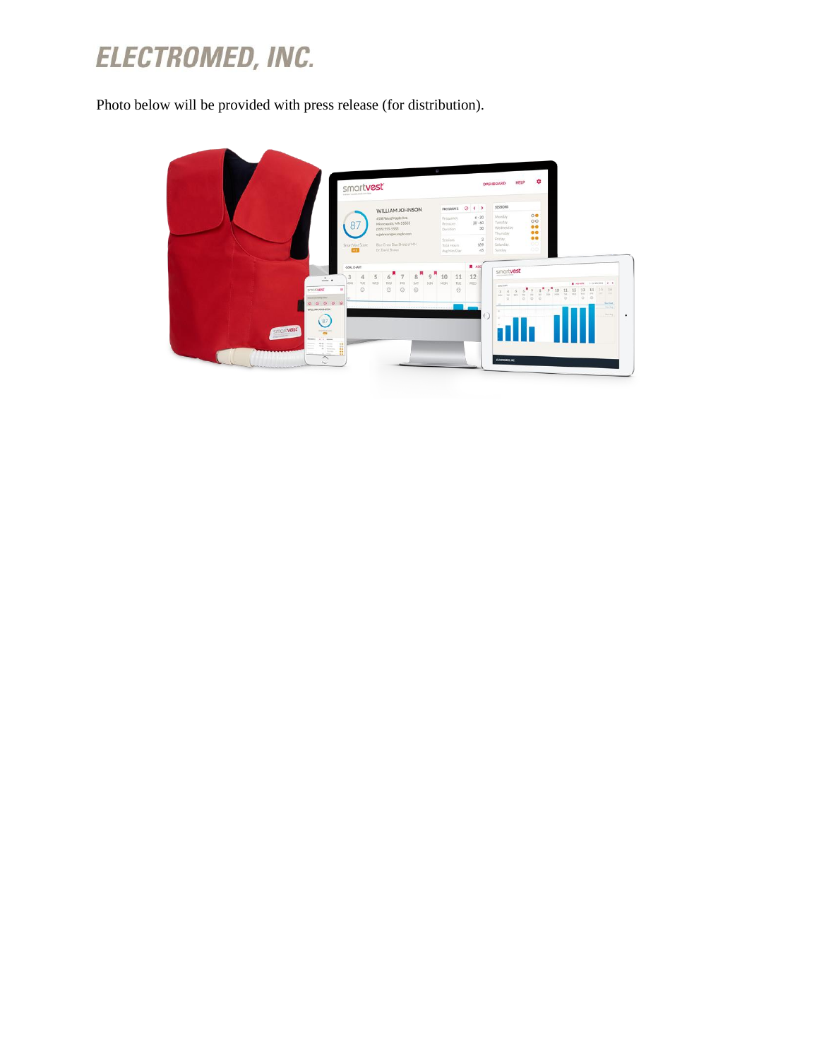# ELECTROMED, INC.

Photo below will be provided with press release (for distribution).